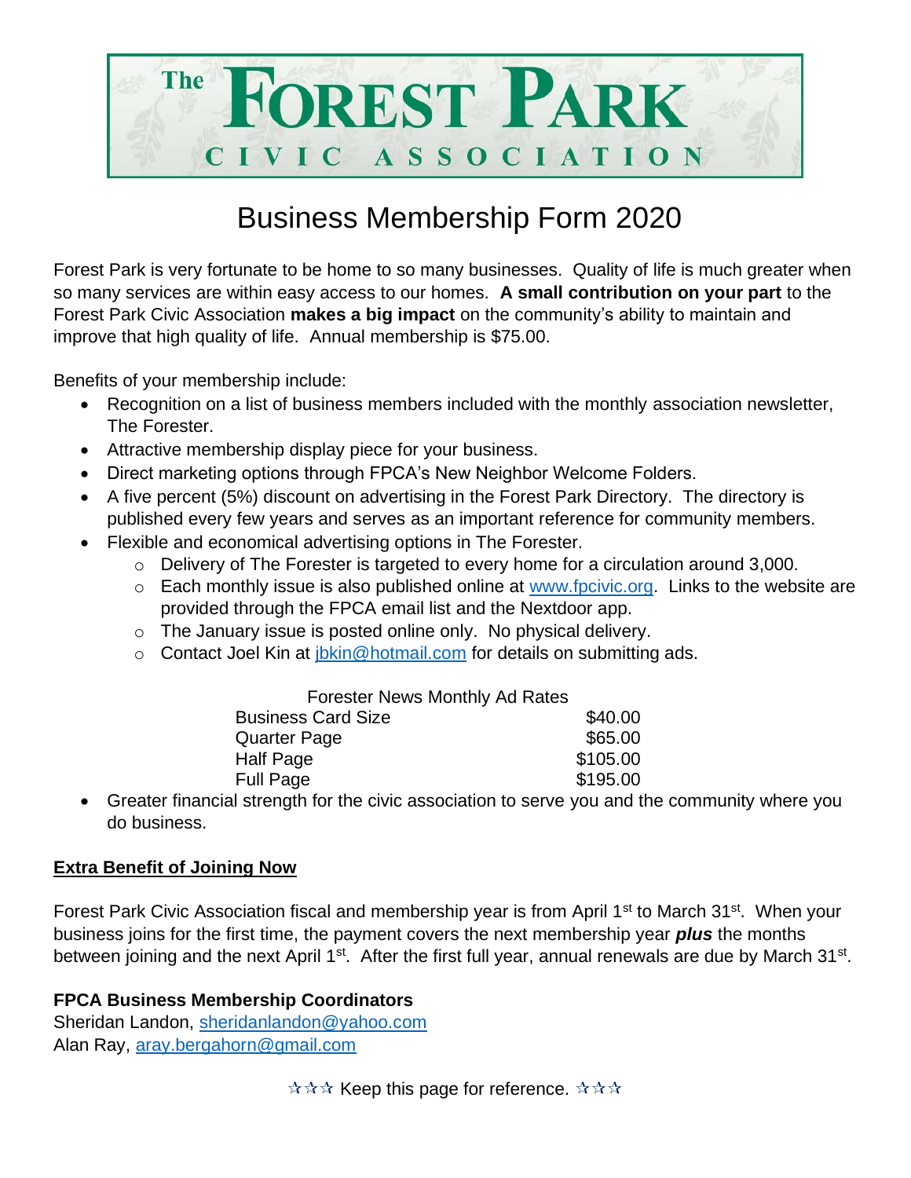# The Forest Park Civic Association

## Business Membership Form 2020

Forest Park is very fortunate to be home to so many businesses. Quality of life is much greater when so many services are within easy access to our homes. **A small contribution on your part** to the Forest Park Civic Association **makes a big impact** on the community's ability to maintain and improve that high quality of life. Annual membership is $75.00.

Benefits of your membership include:

- Recognition on a list of business members included with the monthly association newsletter, The Forester.
- Attractive membership display piece for your business.
- Direct marketing options through FPCA's New Neighbor Welcome Folders.
- A five percent (5%) discount on advertising in the Forest Park Directory. The directory is published every few years and serves as an important reference for community members.
- Flexible and economical advertising options in The Forester.
  - Delivery of The Forester is targeted to every home for a circulation around 3,000.
  - Each monthly issue is also published online at www.fpcivic.org. Links to the website are provided through the FPCA email list and the Nextdoor app.
  - The January issue is posted online only. No physical delivery.
  - Contact Joel Kin at jbkin@hotmail.com for details on submitting ads.

| Forester News Monthly Ad Rates | |
|---|---|
| Business Card Size | $40.00 |
| Quarter Page | $65.00 |
| Half Page | $105.00 |
| Full Page | $195.00 |

- Greater financial strength for the civic association to serve you and the community where you do business.

**Extra Benefit of Joining Now**

Forest Park Civic Association fiscal and membership year is from April 1st to March 31st. When your business joins for the first time, the payment covers the next membership year ***plus*** the months between joining and the next April 1st. After the first full year, annual renewals are due by March 31st.

**FPCA Business Membership Coordinators**
Sheridan Landon, sheridanlandon@yahoo.com
Alan Ray, aray.bergahorn@gmail.com

☆☆☆ Keep this page for reference. ☆☆☆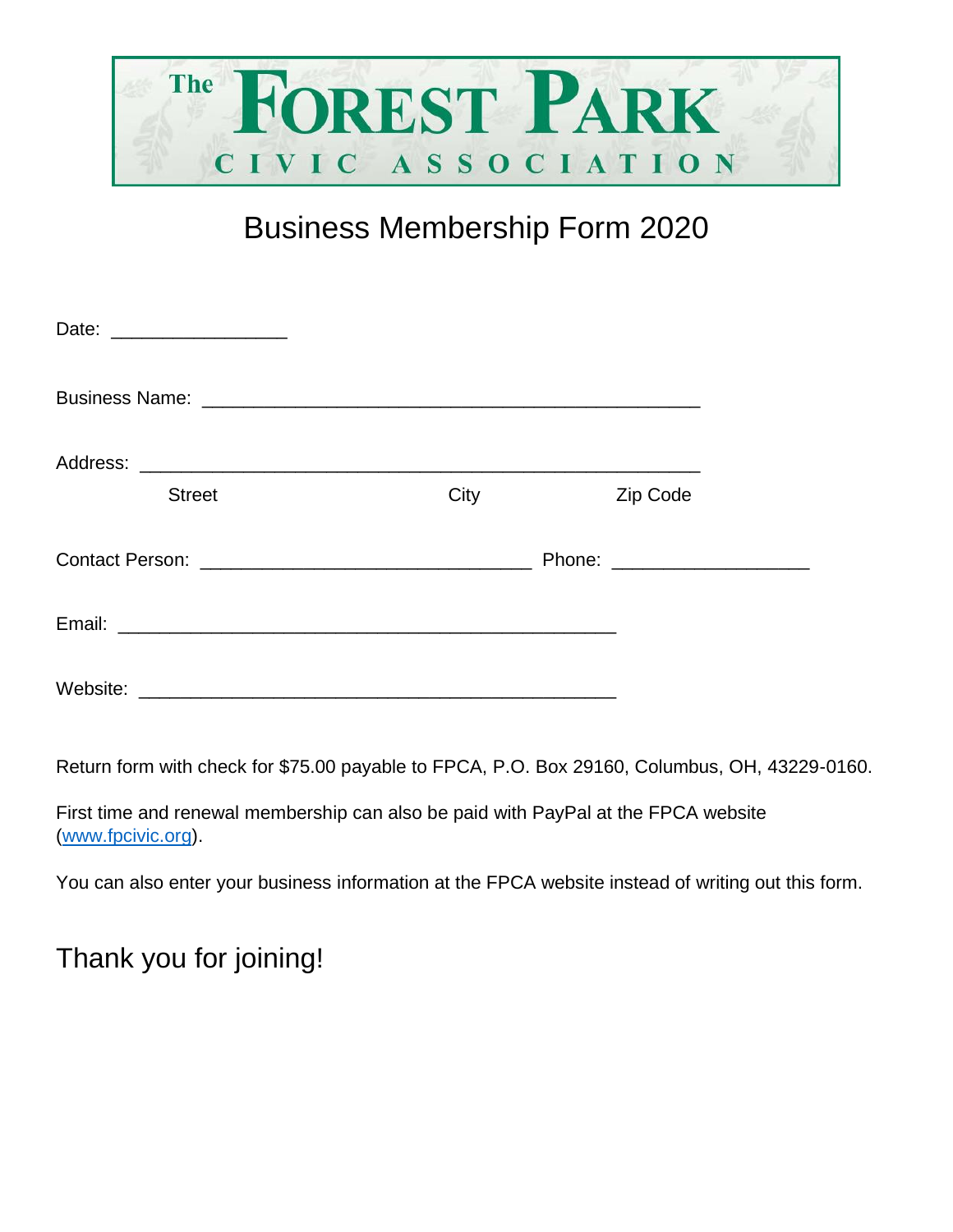# The FOREST PARK CIVIC ASSOCIATION

## Business Membership Form 2020

Date: ________________

Business Name: ______________________________________________

Address: ____________________________________________________

Street                    City                    Zip Code

Contact Person: ______________________________ Phone: __________________

Email: ______________________________________________

Website: ____________________________________________

Return form with check for $75.00 payable to FPCA, P.O. Box 29160, Columbus, OH, 43229-0160.

First time and renewal membership can also be paid with PayPal at the FPCA website ([www.fpcivic.org](http://www.fpcivic.org)).

You can also enter your business information at the FPCA website instead of writing out this form.

## Thank you for joining!